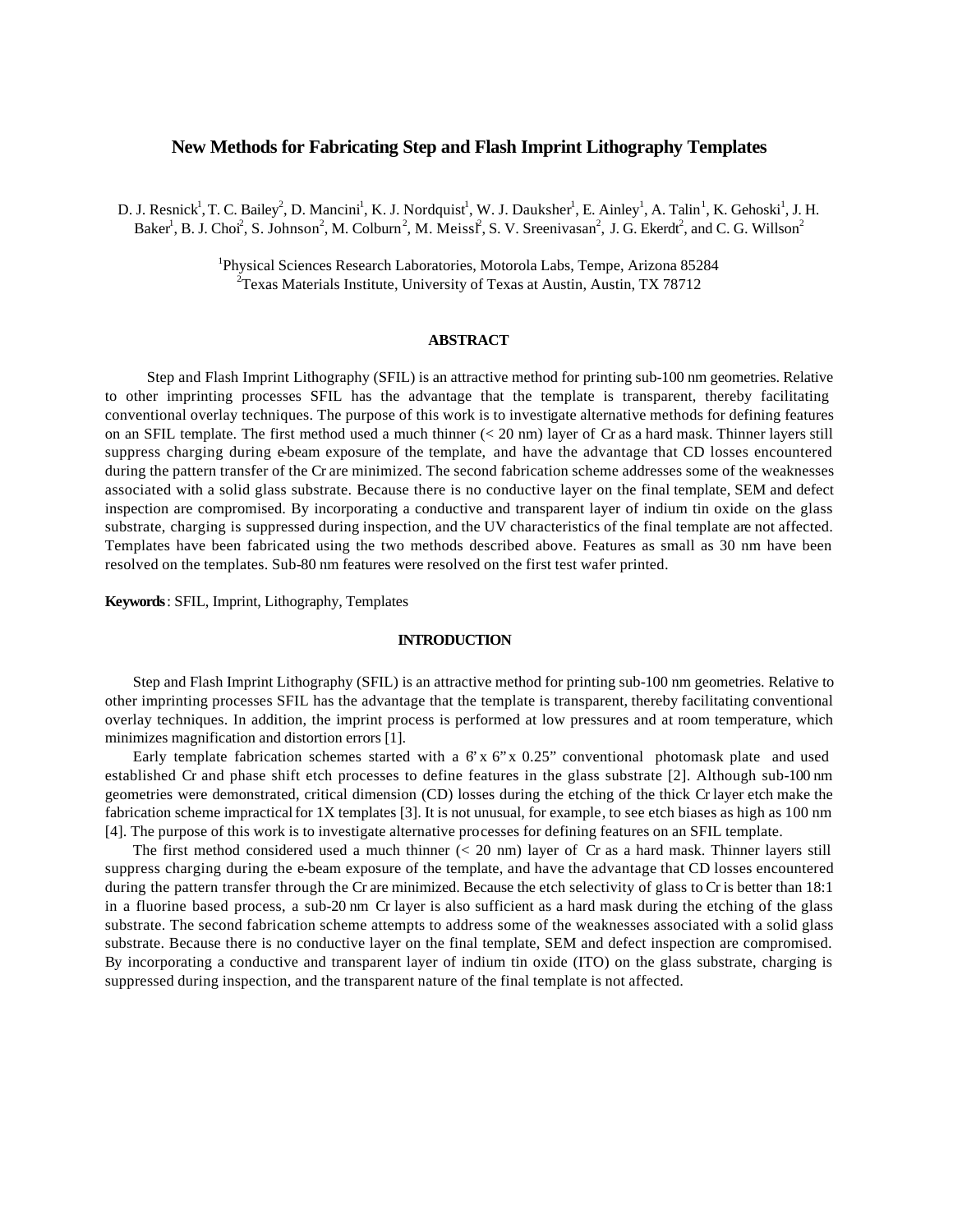# New Methods for Fabricating Step and Flash Imprint Lithography Templates

D. J. Resnick[1], T. C. Bailey[2], D. Mancini[1], K. J. Nordquist[1], W. J. Dauksher[1], E. Ainley[1], A. Talin[1], K. Gehoski[1], J. H. Baker[1], B. J. Choi[2], S. Johnson[2], M. Colburn[2], M. Meissl[2], S. V. Sreenivasan[2], J. G. Ekerdt[2], and C. G. Willson[2]

[1]Physical Sciences Research Laboratories, Motorola Labs, Tempe, Arizona 85284
[2]Texas Materials Institute, University of Texas at Austin, Austin, TX 78712

## ABSTRACT

Step and Flash Imprint Lithography (SFIL) is an attractive method for printing sub-100 nm geometries. Relative to other imprinting processes SFIL has the advantage that the template is transparent, thereby facilitating conventional overlay techniques. The purpose of this work is to investigate alternative methods for defining features on an SFIL template. The first method used a much thinner (< 20 nm) layer of Cr as a hard mask. Thinner layers still suppress charging during e-beam exposure of the template, and have the advantage that CD losses encountered during the pattern transfer of the Cr are minimized. The second fabrication scheme addresses some of the weaknesses associated with a solid glass substrate. Because there is no conductive layer on the final template, SEM and defect inspection are compromised. By incorporating a conductive and transparent layer of indium tin oxide on the glass substrate, charging is suppressed during inspection, and the UV characteristics of the final template are not affected. Templates have been fabricated using the two methods described above. Features as small as 30 nm have been resolved on the templates. Sub-80 nm features were resolved on the first test wafer printed.

**Keywords**: SFIL, Imprint, Lithography, Templates

## INTRODUCTION

Step and Flash Imprint Lithography (SFIL) is an attractive method for printing sub-100 nm geometries. Relative to other imprinting processes SFIL has the advantage that the template is transparent, thereby facilitating conventional overlay techniques. In addition, the imprint process is performed at low pressures and at room temperature, which minimizes magnification and distortion errors [1].

Early template fabrication schemes started with a 6" x 6" x 0.25" conventional photomask plate and used established Cr and phase shift etch processes to define features in the glass substrate [2]. Although sub-100 nm geometries were demonstrated, critical dimension (CD) losses during the etching of the thick Cr layer etch make the fabrication scheme impractical for 1X templates [3]. It is not unusual, for example, to see etch biases as high as 100 nm [4]. The purpose of this work is to investigate alternative processes for defining features on an SFIL template.

The first method considered used a much thinner (< 20 nm) layer of Cr as a hard mask. Thinner layers still suppress charging during the e-beam exposure of the template, and have the advantage that CD losses encountered during the pattern transfer through the Cr are minimized. Because the etch selectivity of glass to Cr is better than 18:1 in a fluorine based process, a sub-20 nm Cr layer is also sufficient as a hard mask during the etching of the glass substrate. The second fabrication scheme attempts to address some of the weaknesses associated with a solid glass substrate. Because there is no conductive layer on the final template, SEM and defect inspection are compromised. By incorporating a conductive and transparent layer of indium tin oxide (ITO) on the glass substrate, charging is suppressed during inspection, and the transparent nature of the final template is not affected.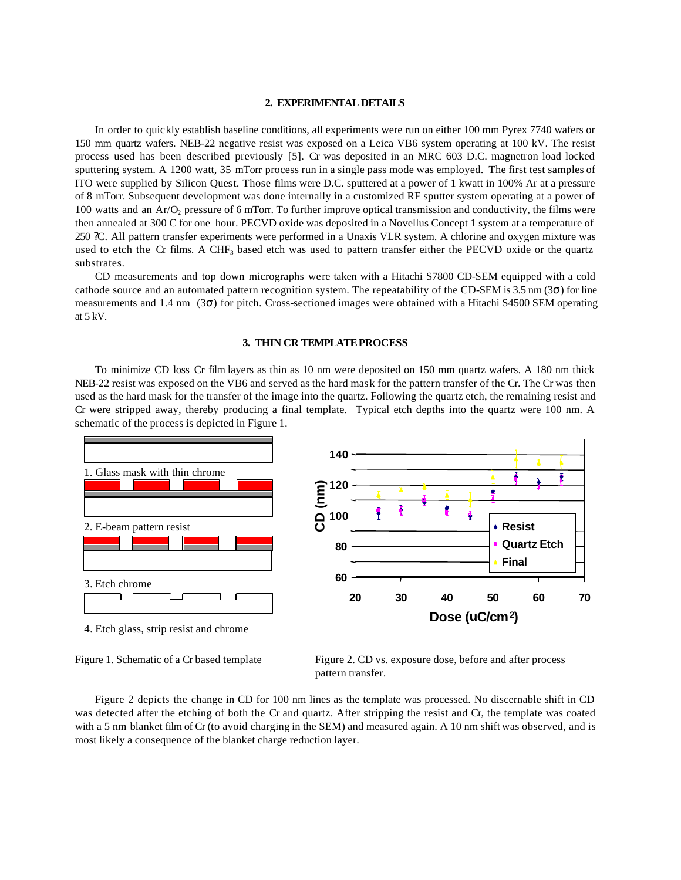## 2. EXPERIMENTAL DETAILS

In order to quickly establish baseline conditions, all experiments were run on either 100 mm Pyrex 7740 wafers or 150 mm quartz wafers. NEB-22 negative resist was exposed on a Leica VB6 system operating at 100 kV. The resist process used has been described previously [5]. Cr was deposited in an MRC 603 D.C. magnetron load locked sputtering system. A 1200 watt, 35 mTorr process run in a single pass mode was employed. The first test samples of ITO were supplied by Silicon Quest. Those films were D.C. sputtered at a power of 1 kwatt in 100% Ar at a pressure of 8 mTorr. Subsequent development was done internally in a customized RF sputter system operating at a power of 100 watts and an $Ar/O_2$ pressure of 6 mTorr. To further improve optical transmission and conductivity, the films were then annealed at 300 C for one hour. PECVD oxide was deposited in a Novellus Concept 1 system at a temperature of 250 ?C. All pattern transfer experiments were performed in a Unaxis VLR system. A chlorine and oxygen mixture was used to etch the Cr films. A $CHF_3$ based etch was used to pattern transfer either the PECVD oxide or the quartz substrates.

CD measurements and top down micrographs were taken with a Hitachi S7800 CD-SEM equipped with a cold cathode source and an automated pattern recognition system. The repeatability of the CD-SEM is 3.5 nm ($3\sigma$) for line measurements and 1.4 nm ($3\sigma$) for pitch. Cross-sectioned images were obtained with a Hitachi S4500 SEM operating at 5 kV.

## 3. THIN CR TEMPLATE PROCESS

To minimize CD loss Cr film layers as thin as 10 nm were deposited on 150 mm quartz wafers. A 180 nm thick NEB-22 resist was exposed on the VB6 and served as the hard mask for the pattern transfer of the Cr. The Cr was then used as the hard mask for the transfer of the image into the quartz. Following the quartz etch, the remaining resist and Cr were stripped away, thereby producing a final template. Typical etch depths into the quartz were 100 nm. A schematic of the process is depicted in Figure 1.

1. Glass mask with thin chrome

2. E-beam pattern resist

3. Etch chrome

4. Etch glass, strip resist and chrome

Figure 1. Schematic of a Cr based template

Figure 2. CD vs. exposure dose, before and after process pattern transfer.

Figure 2 depicts the change in CD for 100 nm lines as the template was processed. No discernable shift in CD was detected after the etching of both the Cr and quartz. After stripping the resist and Cr, the template was coated with a 5 nm blanket film of Cr (to avoid charging in the SEM) and measured again. A 10 nm shift was observed, and is most likely a consequence of the blanket charge reduction layer.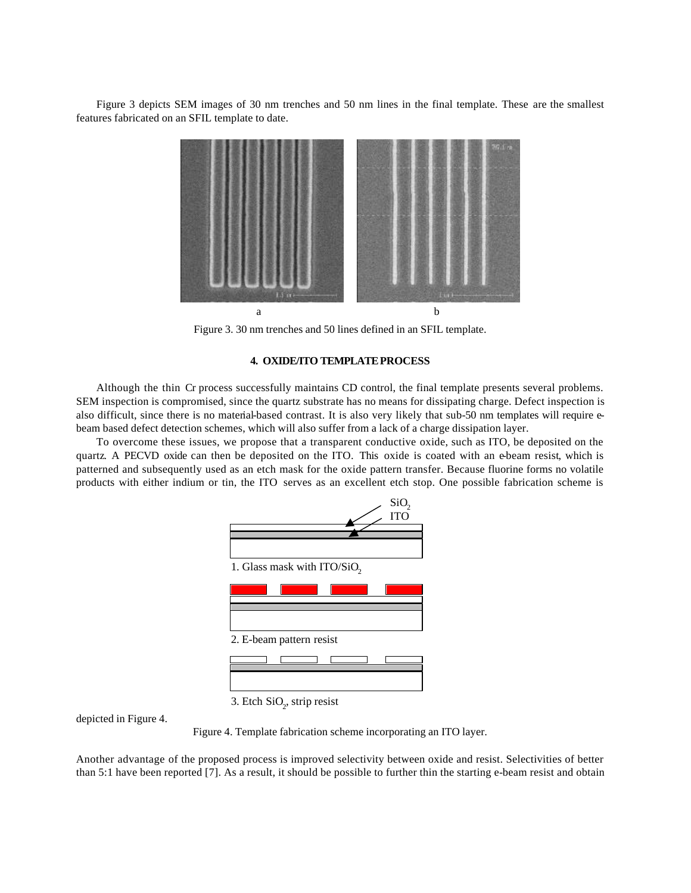Figure 3 depicts SEM images of 30 nm trenches and 50 nm lines in the final template. These are the smallest features fabricated on an SFIL template to date.

a b

Figure 3. 30 nm trenches and 50 lines defined in an SFIL template.

### 4. OXIDE/ITO TEMPLATE PROCESS

Although the thin Cr process successfully maintains CD control, the final template presents several problems. SEM inspection is compromised, since the quartz substrate has no means for dissipating charge. Defect inspection is also difficult, since there is no material-based contrast. It is also very likely that sub-50 nm templates will require e-beam based defect detection schemes, which will also suffer from a lack of a charge dissipation layer.

To overcome these issues, we propose that a transparent conductive oxide, such as ITO, be deposited on the quartz. A PECVD oxide can then be deposited on the ITO. This oxide is coated with an e-beam resist, which is patterned and subsequently used as an etch mask for the oxide pattern transfer. Because fluorine forms no volatile products with either indium or tin, the ITO serves as an excellent etch stop. One possible fabrication scheme is depicted in Figure 4.

$SiO_2$

ITO

1. Glass mask with ITO/$SiO_2$

2. E-beam pattern resist

3. Etch $SiO_2$, strip resist

Figure 4. Template fabrication scheme incorporating an ITO layer.

Another advantage of the proposed process is improved selectivity between oxide and resist. Selectivities of better than 5:1 have been reported [7]. As a result, it should be possible to further thin the starting e-beam resist and obtain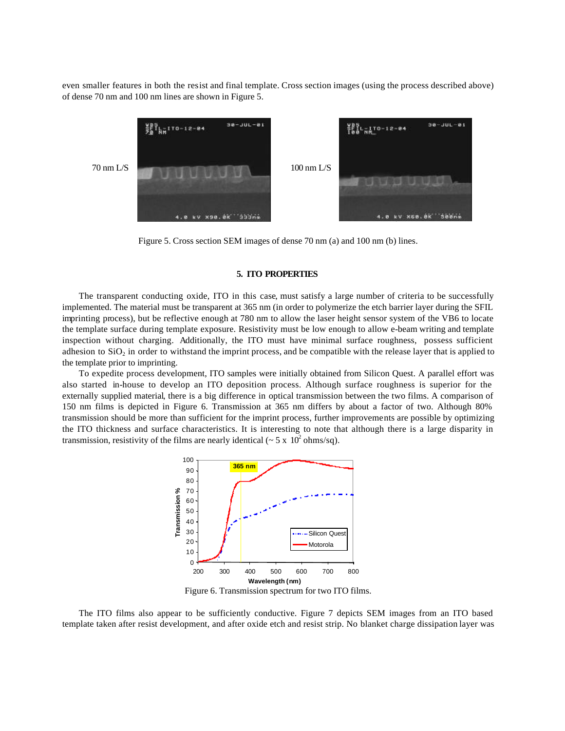even smaller features in both the resist and final template. Cross section images (using the process described above) of dense 70 nm and 100 nm lines are shown in Figure 5.

Figure 5. Cross section SEM images of dense 70 nm (a) and 100 nm (b) lines.

## 5. ITO PROPERTIES

The transparent conducting oxide, ITO in this case, must satisfy a large number of criteria to be successfully implemented. The material must be transparent at 365 nm (in order to polymerize the etch barrier layer during the SFIL imprinting process), but be reflective enough at 780 nm to allow the laser height sensor system of the VB6 to locate the template surface during template exposure. Resistivity must be low enough to allow e-beam writing and template inspection without charging. Additionally, the ITO must have minimal surface roughness, possess sufficient adhesion to $SiO_2$ in order to withstand the imprint process, and be compatible with the release layer that is applied to the template prior to imprinting.

To expedite process development, ITO samples were initially obtained from Silicon Quest. A parallel effort was also started in-house to develop an ITO deposition process. Although surface roughness is superior for the externally supplied material, there is a big difference in optical transmission between the two films. A comparison of 150 nm films is depicted in Figure 6. Transmission at 365 nm differs by about a factor of two. Although 80% transmission should be more than sufficient for the imprint process, further improvements are possible by optimizing the ITO thickness and surface characteristics. It is interesting to note that although there is a large disparity in transmission, resistivity of the films are nearly identical (~ $5 \times 10^2$ ohms/sq).

Figure 6. Transmission spectrum for two ITO films.

The ITO films also appear to be sufficiently conductive. Figure 7 depicts SEM images from an ITO based template taken after resist development, and after oxide etch and resist strip. No blanket charge dissipation layer was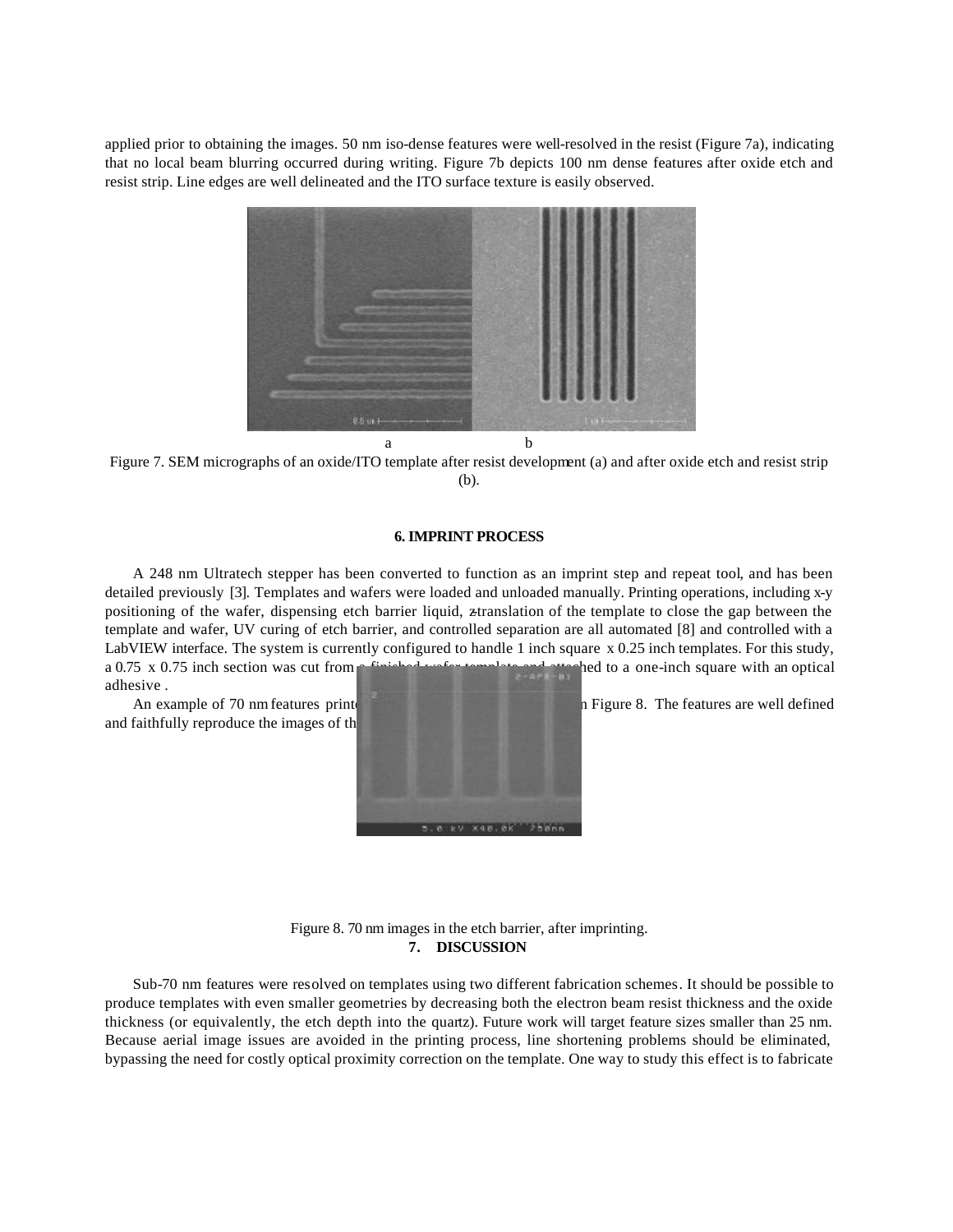applied prior to obtaining the images. 50 nm iso-dense features were well-resolved in the resist (Figure 7a), indicating that no local beam blurring occurred during writing. Figure 7b depicts 100 nm dense features after oxide etch and resist strip. Line edges are well delineated and the ITO surface texture is easily observed.

a b

Figure 7. SEM micrographs of an oxide/ITO template after resist development (a) and after oxide etch and resist strip (b).

### 6. IMPRINT PROCESS

A 248 nm Ultratech stepper has been converted to function as an imprint step and repeat tool, and has been detailed previously [3]. Templates and wafers were loaded and unloaded manually. Printing operations, including x-y positioning of the wafer, dispensing etch barrier liquid, z-translation of the template to close the gap between the template and wafer, UV curing of etch barrier, and controlled separation are all automated [8] and controlled with a LabVIEW interface. The system is currently configured to handle 1 inch square x 0.25 inch templates. For this study, a 0.75 x 0.75 inch section was cut from a finished wafer template and attached to a one-inch square with an optical adhesive .

An example of 70 nm features printed ... in Figure 8. The features are well defined and faithfully reproduce the images of th...

Figure 8. 70 nm images in the etch barrier, after imprinting.

### 7. DISCUSSION

Sub-70 nm features were resolved on templates using two different fabrication schemes. It should be possible to produce templates with even smaller geometries by decreasing both the electron beam resist thickness and the oxide thickness (or equivalently, the etch depth into the quartz). Future work will target feature sizes smaller than 25 nm. Because aerial image issues are avoided in the printing process, line shortening problems should be eliminated, bypassing the need for costly optical proximity correction on the template. One way to study this effect is to fabricate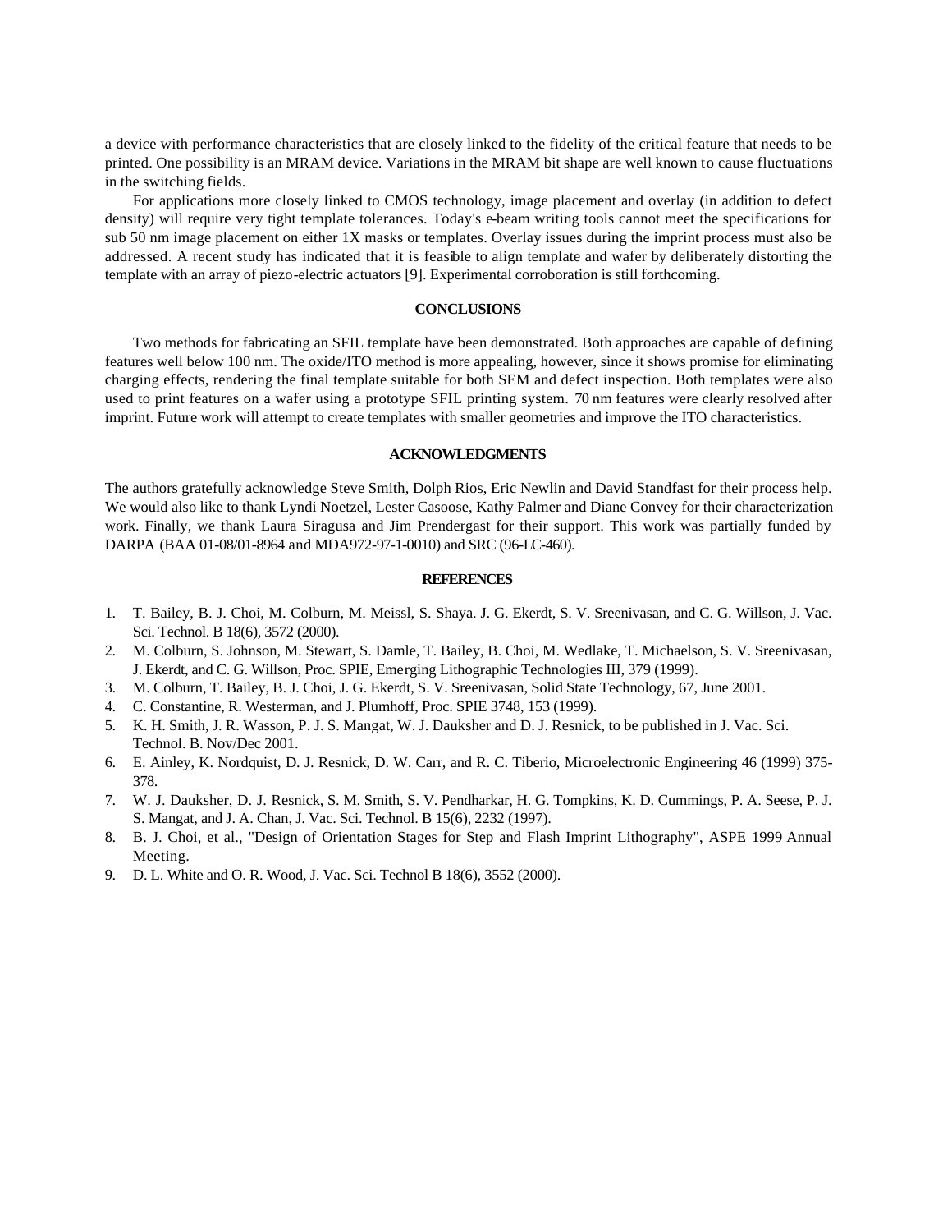a device with performance characteristics that are closely linked to the fidelity of the critical feature that needs to be printed. One possibility is an MRAM device. Variations in the MRAM bit shape are well known to cause fluctuations in the switching fields.

For applications more closely linked to CMOS technology, image placement and overlay (in addition to defect density) will require very tight template tolerances. Today's e-beam writing tools cannot meet the specifications for sub 50 nm image placement on either 1X masks or templates. Overlay issues during the imprint process must also be addressed. A recent study has indicated that it is feasible to align template and wafer by deliberately distorting the template with an array of piezo-electric actuators [9]. Experimental corroboration is still forthcoming.

## CONCLUSIONS

Two methods for fabricating an SFIL template have been demonstrated. Both approaches are capable of defining features well below 100 nm. The oxide/ITO method is more appealing, however, since it shows promise for eliminating charging effects, rendering the final template suitable for both SEM and defect inspection. Both templates were also used to print features on a wafer using a prototype SFIL printing system. 70 nm features were clearly resolved after imprint. Future work will attempt to create templates with smaller geometries and improve the ITO characteristics.

## ACKNOWLEDGMENTS

The authors gratefully acknowledge Steve Smith, Dolph Rios, Eric Newlin and David Standfast for their process help. We would also like to thank Lyndi Noetzel, Lester Casoose, Kathy Palmer and Diane Convey for their characterization work. Finally, we thank Laura Siragusa and Jim Prendergast for their support. This work was partially funded by DARPA (BAA 01-08/01-8964 and MDA972-97-1-0010) and SRC (96-LC-460).

## REFERENCES

1. T. Bailey, B. J. Choi, M. Colburn, M. Meissl, S. Shaya. J. G. Ekerdt, S. V. Sreenivasan, and C. G. Willson, J. Vac. Sci. Technol. B 18(6), 3572 (2000).
2. M. Colburn, S. Johnson, M. Stewart, S. Damle, T. Bailey, B. Choi, M. Wedlake, T. Michaelson, S. V. Sreenivasan, J. Ekerdt, and C. G. Willson, Proc. SPIE, Emerging Lithographic Technologies III, 379 (1999).
3. M. Colburn, T. Bailey, B. J. Choi, J. G. Ekerdt, S. V. Sreenivasan, Solid State Technology, 67, June 2001.
4. C. Constantine, R. Westerman, and J. Plumhoff, Proc. SPIE 3748, 153 (1999).
5. K. H. Smith, J. R. Wasson, P. J. S. Mangat, W. J. Dauksher and D. J. Resnick, to be published in J. Vac. Sci. Technol. B. Nov/Dec 2001.
6. E. Ainley, K. Nordquist, D. J. Resnick, D. W. Carr, and R. C. Tiberio, Microelectronic Engineering 46 (1999) 375-378.
7. W. J. Dauksher, D. J. Resnick, S. M. Smith, S. V. Pendharkar, H. G. Tompkins, K. D. Cummings, P. A. Seese, P. J. S. Mangat, and J. A. Chan, J. Vac. Sci. Technol. B 15(6), 2232 (1997).
8. B. J. Choi, et al., "Design of Orientation Stages for Step and Flash Imprint Lithography", ASPE 1999 Annual Meeting.
9. D. L. White and O. R. Wood, J. Vac. Sci. Technol B 18(6), 3552 (2000).